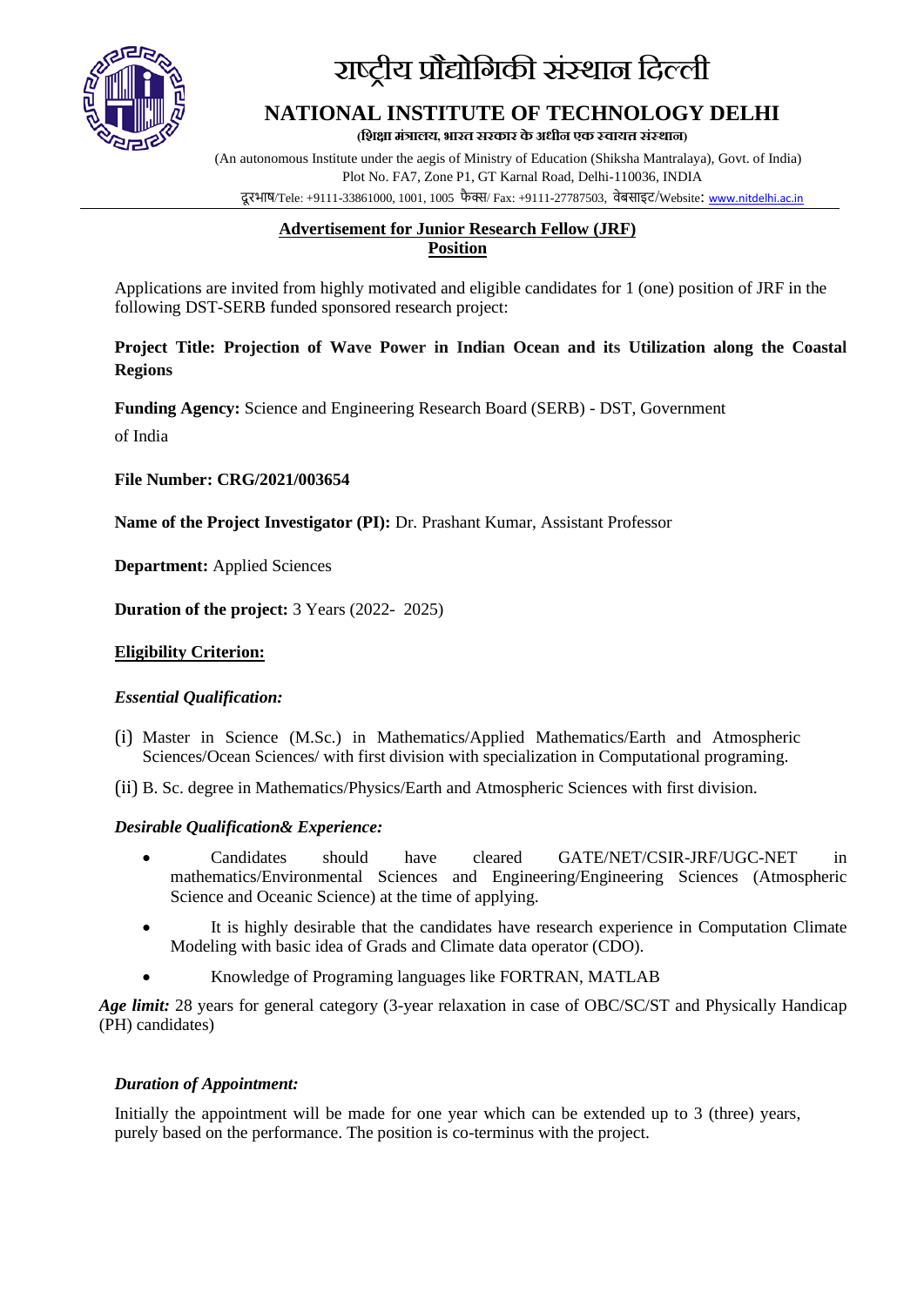# राष्ट्रीय प्रौद्योगिकी संस्थान दिल्ली

# NATIONAL INSTITUTE OF TECHNOLOGY DELHI

**(शिक्षा मंत्रालय, भारत सरकार के अधीन एक स्वायत्त संस्थान)**

(An autonomous Institute under the aegis of Ministry of Education (Shiksha Mantralaya), Govt. of India)
Plot No. FA7, Zone P1, GT Karnal Road, Delhi-110036, INDIA
दूरभाष/Tele: +9111-33861000, 1001, 1005 फैक्स/ Fax: +9111-27787503, वेबसाइट/Website: www.nitdelhi.ac.in

## Advertisement for Junior Research Fellow (JRF) Position

Applications are invited from highly motivated and eligible candidates for 1 (one) position of JRF in the following DST-SERB funded sponsored research project:

**Project Title: Projection of Wave Power in Indian Ocean and its Utilization along the Coastal Regions**

**Funding Agency:** Science and Engineering Research Board (SERB) - DST, Government of India

**File Number: CRG/2021/003654**

**Name of the Project Investigator (PI):** Dr. Prashant Kumar, Assistant Professor

**Department:** Applied Sciences

**Duration of the project:** 3 Years (2022- 2025)

**Eligibility Criterion:**

***Essential Qualification:***

(i) Master in Science (M.Sc.) in Mathematics/Applied Mathematics/Earth and Atmospheric Sciences/Ocean Sciences/ with first division with specialization in Computational programing.

(ii) B. Sc. degree in Mathematics/Physics/Earth and Atmospheric Sciences with first division.

***Desirable Qualification& Experience:***

- Candidates should have cleared GATE/NET/CSIR-JRF/UGC-NET in mathematics/Environmental Sciences and Engineering/Engineering Sciences (Atmospheric Science and Oceanic Science) at the time of applying.
- It is highly desirable that the candidates have research experience in Computation Climate Modeling with basic idea of Grads and Climate data operator (CDO).
- Knowledge of Programing languages like FORTRAN, MATLAB

***Age limit:*** 28 years for general category (3-year relaxation in case of OBC/SC/ST and Physically Handicap (PH) candidates)

***Duration of Appointment:***

Initially the appointment will be made for one year which can be extended up to 3 (three) years, purely based on the performance. The position is co-terminus with the project.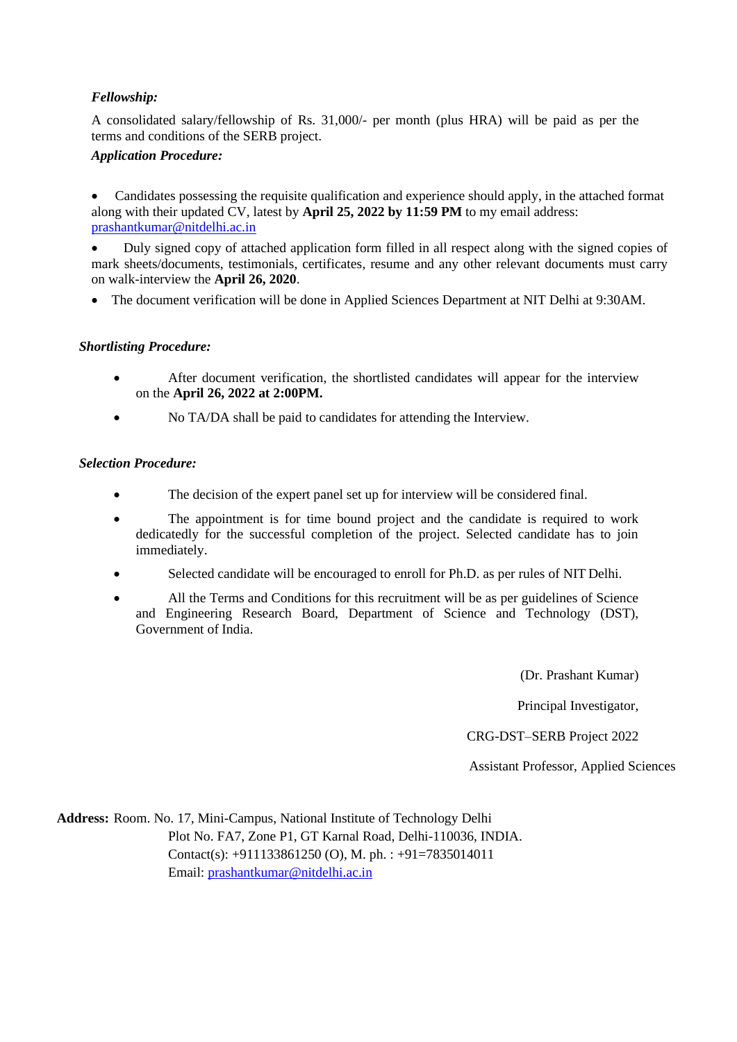***Fellowship:***

A consolidated salary/fellowship of Rs. 31,000/- per month (plus HRA) will be paid as per the terms and conditions of the SERB project.

***Application Procedure:***

- Candidates possessing the requisite qualification and experience should apply, in the attached format along with their updated CV, latest by **April 25, 2022 by 11:59 PM** to my email address: prashantkumar@nitdelhi.ac.in
- Duly signed copy of attached application form filled in all respect along with the signed copies of mark sheets/documents, testimonials, certificates, resume and any other relevant documents must carry on walk-interview the **April 26, 2020**.
- The document verification will be done in Applied Sciences Department at NIT Delhi at 9:30AM.

***Shortlisting Procedure:***

- After document verification, the shortlisted candidates will appear for the interview on the **April 26, 2022 at 2:00PM.**
- No TA/DA shall be paid to candidates for attending the Interview.

***Selection Procedure:***

- The decision of the expert panel set up for interview will be considered final.
- The appointment is for time bound project and the candidate is required to work dedicatedly for the successful completion of the project. Selected candidate has to join immediately.
- Selected candidate will be encouraged to enroll for Ph.D. as per rules of NIT Delhi.
- All the Terms and Conditions for this recruitment will be as per guidelines of Science and Engineering Research Board, Department of Science and Technology (DST), Government of India.

(Dr. Prashant Kumar)

Principal Investigator,

CRG-DST–SERB Project 2022

Assistant Professor, Applied Sciences

**Address:** Room. No. 17, Mini-Campus, National Institute of Technology Delhi
Plot No. FA7, Zone P1, GT Karnal Road, Delhi-110036, INDIA.
Contact(s): +911133861250 (O), M. ph. : +91=7835014011
Email: prashantkumar@nitdelhi.ac.in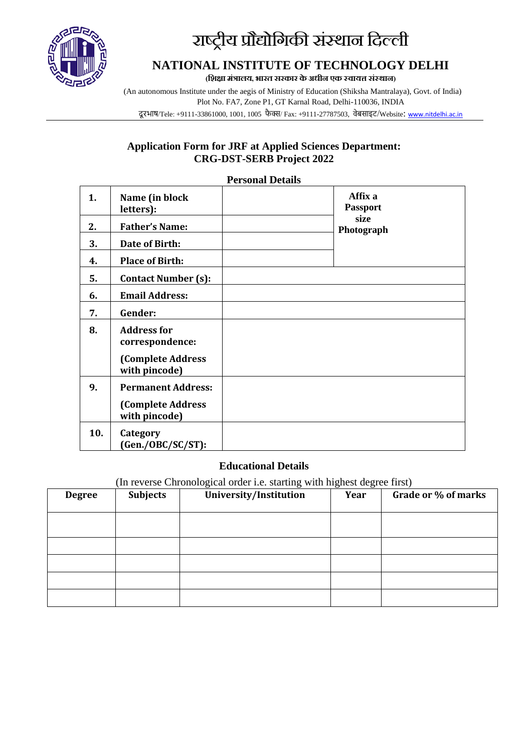# राष्ट्रीय प्रौद्योगिकी संस्थान दिल्ली

## NATIONAL INSTITUTE OF TECHNOLOGY DELHI

**(शिक्षा मंत्रालय, भारत सरकार के अधीन एक स्वायत्त संस्थान)**

(An autonomous Institute under the aegis of Ministry of Education (Shiksha Mantralaya), Govt. of India)
Plot No. FA7, Zone P1, GT Karnal Road, Delhi-110036, INDIA
दूरभाष/Tele: +9111-33861000, 1001, 1005 फैक्स/ Fax: +9111-27787503, वेबसाइट/Website: www.nitdelhi.ac.in

### Application Form for JRF at Applied Sciences Department: CRG-DST-SERB Project 2022

**Personal Details**

| | | | |
|---|---|---|---|
| **1.** | **Name (in block letters):** | | **Affix a Passport size Photograph** |
| **2.** | **Father's Name:** | | |
| **3.** | **Date of Birth:** | | |
| **4.** | **Place of Birth:** | | |
| **5.** | **Contact Number (s):** | | |
| **6.** | **Email Address:** | | |
| **7.** | **Gender:** | | |
| **8.** | **Address for correspondence:** (Complete Address with pincode) | | |
| **9.** | **Permanent Address:** (Complete Address with pincode) | | |
| **10.** | **Category (Gen./OBC/SC/ST):** | | |

**Educational Details**

(In reverse Chronological order i.e. starting with highest degree first)

| Degree | Subjects | University/Institution | Year | Grade or % of marks |
|---|---|---|---|---|
| | | | | |
| | | | | |
| | | | | |
| | | | | |
| | | | | |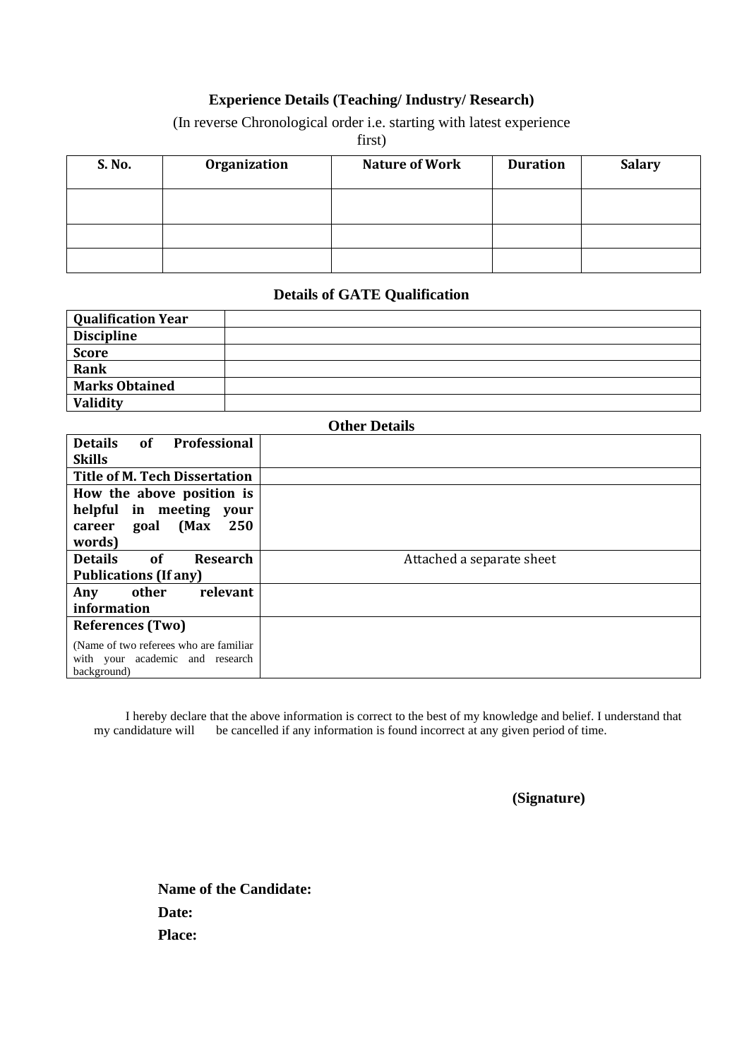**Experience Details (Teaching/ Industry/ Research)**

(In reverse Chronological order i.e. starting with latest experience first)

| S. No. | Organization | Nature of Work | Duration | Salary |
|---|---|---|---|---|
| | | | | |
| | | | | |
| | | | | |

**Details of GATE Qualification**

| | |
|---|---|
| **Qualification Year** | |
| **Discipline** | |
| **Score** | |
| **Rank** | |
| **Marks Obtained** | |
| **Validity** | |

**Other Details**

| | |
|---|---|
| **Details of Professional Skills** | |
| **Title of M. Tech Dissertation** | |
| **How the above position is helpful in meeting your career goal (Max 250 words)** | |
| **Details of Research Publications (If any)** | Attached a separate sheet |
| **Any other relevant information** | |
| **References (Two)** (Name of two referees who are familiar with your academic and research background) | |

I hereby declare that the above information is correct to the best of my knowledge and belief. I understand that my candidature will be cancelled if any information is found incorrect at any given period of time.

**(Signature)**

**Name of the Candidate:**

**Date:**

**Place:**